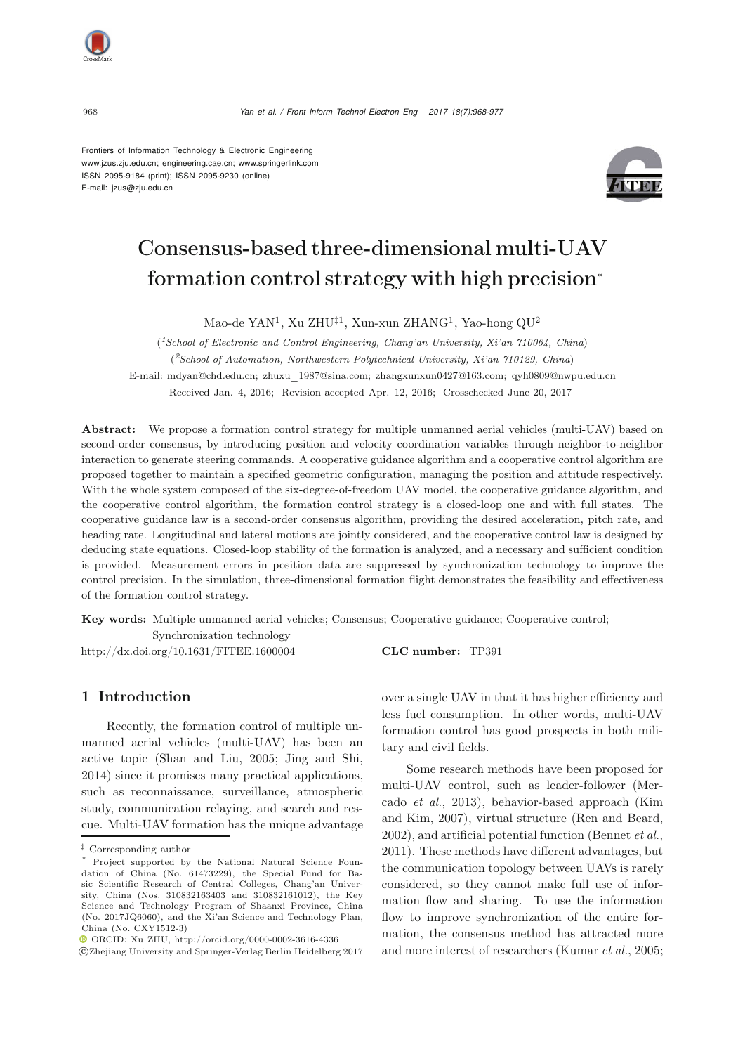Frontiers of Information Technology & Electronic Engineering
www.jzus.zju.edu.cn; engineering.cae.cn; www.springerlink.com
ISSN 2095-9184 (print); ISSN 2095-9230 (online)
E-mail: jzus@zju.edu.cn

# Consensus-based three-dimensional multi-UAV formation control strategy with high precision*

Mao-de YAN[1], Xu ZHU[‡1], Xun-xun ZHANG[1], Yao-hong QU[2]

([1]*School of Electronic and Control Engineering, Chang'an University, Xi'an 710064, China*)

([2]*School of Automation, Northwestern Polytechnical University, Xi'an 710129, China*)

E-mail: mdyan@chd.edu.cn; zhuxu_1987@sina.com; zhangxunxun0427@163.com; qyh0809@nwpu.edu.cn

Received Jan. 4, 2016; Revision accepted Apr. 12, 2016; Crosschecked June 20, 2017

**Abstract:** We propose a formation control strategy for multiple unmanned aerial vehicles (multi-UAV) based on second-order consensus, by introducing position and velocity coordination variables through neighbor-to-neighbor interaction to generate steering commands. A cooperative guidance algorithm and a cooperative control algorithm are proposed together to maintain a specified geometric configuration, managing the position and attitude respectively. With the whole system composed of the six-degree-of-freedom UAV model, the cooperative guidance algorithm, and the cooperative control algorithm, the formation control strategy is a closed-loop one and with full states. The cooperative guidance law is a second-order consensus algorithm, providing the desired acceleration, pitch rate, and heading rate. Longitudinal and lateral motions are jointly considered, and the cooperative control law is designed by deducing state equations. Closed-loop stability of the formation is analyzed, and a necessary and sufficient condition is provided. Measurement errors in position data are suppressed by synchronization technology to improve the control precision. In the simulation, three-dimensional formation flight demonstrates the feasibility and effectiveness of the formation control strategy.

**Key words:** Multiple unmanned aerial vehicles; Consensus; Cooperative guidance; Cooperative control; Synchronization technology

http://dx.doi.org/10.1631/FITEE.1600004 **CLC number:** TP391

## 1 Introduction

Recently, the formation control of multiple unmanned aerial vehicles (multi-UAV) has been an active topic (Shan and Liu, 2005; Jing and Shi, 2014) since it promises many practical applications, such as reconnaissance, surveillance, atmospheric study, communication relaying, and search and rescue. Multi-UAV formation has the unique advantage over a single UAV in that it has higher efficiency and less fuel consumption. In other words, multi-UAV formation control has good prospects in both military and civil fields.

Some research methods have been proposed for multi-UAV control, such as leader-follower (Mercado *et al.*, 2013), behavior-based approach (Kim and Kim, 2007), virtual structure (Ren and Beard, 2002), and artificial potential function (Bennet *et al.*, 2011). These methods have different advantages, but the communication topology between UAVs is rarely considered, so they cannot make full use of information flow and sharing. To use the information flow to improve synchronization of the entire formation, the consensus method has attracted more and more interest of researchers (Kumar *et al.*, 2005;

‡ Corresponding author

\* Project supported by the National Natural Science Foundation of China (No. 61473229), the Special Fund for Basic Scientific Research of Central Colleges, Chang'an University, China (Nos. 310832163403 and 310832161012), the Key Science and Technology Program of Shaanxi Province, China (No. 2017JQ6060), and the Xi'an Science and Technology Plan, China (No. CXY1512-3)

ORCID: Xu ZHU, http://orcid.org/0000-0002-3616-4336

©Zhejiang University and Springer-Verlag Berlin Heidelberg 2017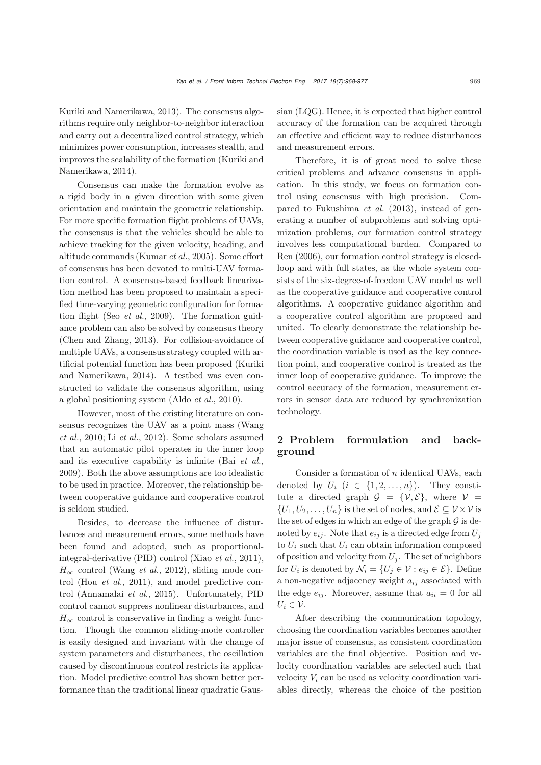Kuriki and Namerikawa, 2013). The consensus algorithms require only neighbor-to-neighbor interaction and carry out a decentralized control strategy, which minimizes power consumption, increases stealth, and improves the scalability of the formation (Kuriki and Namerikawa, 2014).

Consensus can make the formation evolve as a rigid body in a given direction with some given orientation and maintain the geometric relationship. For more specific formation flight problems of UAVs, the consensus is that the vehicles should be able to achieve tracking for the given velocity, heading, and altitude commands (Kumar *et al.*, 2005). Some effort of consensus has been devoted to multi-UAV formation control. A consensus-based feedback linearization method has been proposed to maintain a specified time-varying geometric configuration for formation flight (Seo *et al.*, 2009). The formation guidance problem can also be solved by consensus theory (Chen and Zhang, 2013). For collision-avoidance of multiple UAVs, a consensus strategy coupled with artificial potential function has been proposed (Kuriki and Namerikawa, 2014). A testbed was even constructed to validate the consensus algorithm, using a global positioning system (Aldo *et al.*, 2010).

However, most of the existing literature on consensus recognizes the UAV as a point mass (Wang *et al.*, 2010; Li *et al.*, 2012). Some scholars assumed that an automatic pilot operates in the inner loop and its executive capability is infinite (Bai *et al.*, 2009). Both the above assumptions are too idealistic to be used in practice. Moreover, the relationship between cooperative guidance and cooperative control is seldom studied.

Besides, to decrease the influence of disturbances and measurement errors, some methods have been found and adopted, such as proportional-integral-derivative (PID) control (Xiao *et al.*, 2011), $H_\infty$ control (Wang *et al.*, 2012), sliding mode control (Hou *et al.*, 2011), and model predictive control (Annamalai *et al.*, 2015). Unfortunately, PID control cannot suppress nonlinear disturbances, and $H_\infty$ control is conservative in finding a weight function. Though the common sliding-mode controller is easily designed and invariant with the change of system parameters and disturbances, the oscillation caused by discontinuous control restricts its application. Model predictive control has shown better performance than the traditional linear quadratic Gaussian (LQG). Hence, it is expected that higher control accuracy of the formation can be acquired through an effective and efficient way to reduce disturbances and measurement errors.

Therefore, it is of great need to solve these critical problems and advance consensus in application. In this study, we focus on formation control using consensus with high precision. Compared to Fukushima *et al.* (2013), instead of generating a number of subproblems and solving optimization problems, our formation control strategy involves less computational burden. Compared to Ren (2006), our formation control strategy is closed-loop and with full states, as the whole system consists of the six-degree-of-freedom UAV model as well as the cooperative guidance and cooperative control algorithms. A cooperative guidance algorithm and a cooperative control algorithm are proposed and united. To clearly demonstrate the relationship between cooperative guidance and cooperative control, the coordination variable is used as the key connection point, and cooperative control is treated as the inner loop of cooperative guidance. To improve the control accuracy of the formation, measurement errors in sensor data are reduced by synchronization technology.

## 2 Problem formulation and background

Consider a formation of $n$ identical UAVs, each denoted by $U_i$ $(i \in \{1, 2, \ldots, n\})$. They constitute a directed graph $\mathcal{G} = \{\mathcal{V}, \mathcal{E}\}$, where $\mathcal{V} = \{U_1, U_2, \ldots, U_n\}$ is the set of nodes, and $\mathcal{E} \subseteq \mathcal{V} \times \mathcal{V}$ is the set of edges in which an edge of the graph $\mathcal{G}$ is denoted by $e_{ij}$. Note that $e_{ij}$ is a directed edge from $U_j$ to $U_i$ such that $U_i$ can obtain information composed of position and velocity from $U_j$. The set of neighbors for $U_i$ is denoted by $\mathcal{N}_i = \{U_j \in \mathcal{V} : e_{ij} \in \mathcal{E}\}$. Define a non-negative adjacency weight $a_{ij}$ associated with the edge $e_{ij}$. Moreover, assume that $a_{ii} = 0$ for all $U_i \in \mathcal{V}$.

After describing the communication topology, choosing the coordination variables becomes another major issue of consensus, as consistent coordination variables are the final objective. Position and velocity coordination variables are selected such that velocity $V_i$ can be used as velocity coordination variables directly, whereas the choice of the position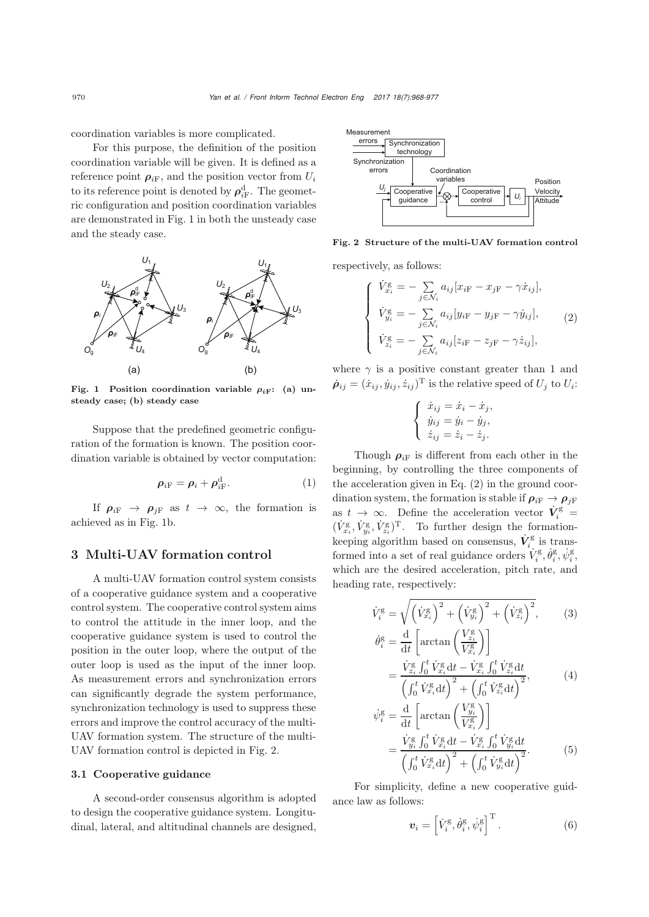coordination variables is more complicated.

For this purpose, the definition of the position coordination variable will be given. It is defined as a reference point $\boldsymbol{\rho}_{i\mathrm{F}}$, and the position vector from $U_i$ to its reference point is denoted by $\boldsymbol{\rho}_{i\mathrm{F}}^{\mathrm{d}}$. The geometric configuration and position coordination variables are demonstrated in Fig. 1 in both the unsteady case and the steady case.

**Fig. 1 Position coordination variable $\rho_{i\mathrm{F}}$: (a) unsteady case; (b) steady case**

Suppose that the predefined geometric configuration of the formation is known. The position coordination variable is obtained by vector computation:

$$\boldsymbol{\rho}_{i\mathrm{F}} = \boldsymbol{\rho}_i + \boldsymbol{\rho}_{i\mathrm{F}}^{\mathrm{d}}. \tag{1}$$

If $\boldsymbol{\rho}_{i\mathrm{F}} \rightarrow \boldsymbol{\rho}_{j\mathrm{F}}$ as $t \rightarrow \infty$, the formation is achieved as in Fig. 1b.

## 3 Multi-UAV formation control

A multi-UAV formation control system consists of a cooperative guidance system and a cooperative control system. The cooperative control system aims to control the attitude in the inner loop, and the cooperative guidance system is used to control the position in the outer loop, where the output of the outer loop is used as the input of the inner loop. As measurement errors and synchronization errors can significantly degrade the system performance, synchronization technology is used to suppress these errors and improve the control accuracy of the multi-UAV formation system. The structure of the multi-UAV formation control is depicted in Fig. 2.

**Fig. 2 Structure of the multi-UAV formation control**

### 3.1 Cooperative guidance

A second-order consensus algorithm is adopted to design the cooperative guidance system. Longitudinal, lateral, and altitudinal channels are designed, respectively, as follows:

$$\begin{cases} \dot{V}_{x_i}^{\mathrm{g}} = -\sum\limits_{j \in \mathcal{N}_i} a_{ij}[x_{i\mathrm{F}} - x_{j\mathrm{F}} - \gamma \dot{x}_{ij}], \\ \dot{V}_{y_i}^{\mathrm{g}} = -\sum\limits_{j \in \mathcal{N}_i} a_{ij}[y_{i\mathrm{F}} - y_{j\mathrm{F}} - \gamma \dot{y}_{ij}], \\ \dot{V}_{z_i}^{\mathrm{g}} = -\sum\limits_{j \in \mathcal{N}_i} a_{ij}[z_{i\mathrm{F}} - z_{j\mathrm{F}} - \gamma \dot{z}_{ij}], \end{cases} \tag{2}$$

where $\gamma$ is a positive constant greater than 1 and $\dot{\boldsymbol{\rho}}_{ij} = (\dot{x}_{ij}, \dot{y}_{ij}, \dot{z}_{ij})^{\mathrm{T}}$ is the relative speed of $U_j$ to $U_i$:

$$\begin{cases} \dot{x}_{ij} = \dot{x}_i - \dot{x}_j, \\ \dot{y}_{ij} = \dot{y}_i - \dot{y}_j, \\ \dot{z}_{ij} = \dot{z}_i - \dot{z}_j. \end{cases}$$

Though $\boldsymbol{\rho}_{i\mathrm{F}}$ is different from each other in the beginning, by controlling the three components of the acceleration given in Eq. (2) in the ground coordination system, the formation is stable if $\boldsymbol{\rho}_{i\mathrm{F}} \rightarrow \boldsymbol{\rho}_{j\mathrm{F}}$ as $t \rightarrow \infty$. Define the acceleration vector $\dot{\boldsymbol{V}}_i^{\mathrm{g}} = (\dot{V}_{x_i}^{\mathrm{g}}, \dot{V}_{y_i}^{\mathrm{g}}, \dot{V}_{z_i}^{\mathrm{g}})^{\mathrm{T}}$. To further design the formation-keeping algorithm based on consensus, $\dot{\boldsymbol{V}}_i^{\mathrm{g}}$ is transformed into a set of real guidance orders $\dot{V}_i^{\mathrm{g}}, \dot{\theta}_i^{\mathrm{g}}, \dot{\psi}_i^{\mathrm{g}}$, which are the desired acceleration, pitch rate, and heading rate, respectively:

$$\dot{V}_i^{\mathrm{g}} = \sqrt{\left(\dot{V}_{x_i}^{\mathrm{g}}\right)^2 + \left(\dot{V}_{y_i}^{\mathrm{g}}\right)^2 + \left(\dot{V}_{z_i}^{\mathrm{g}}\right)^2}, \tag{3}$$

$$\begin{aligned} \dot{\theta}_i^{\mathrm{g}} &= \frac{\mathrm{d}}{\mathrm{d}t}\left[\arctan\left(\frac{V_{z_i}^{\mathrm{g}}}{V_{x_i}^{\mathrm{g}}}\right)\right] \\ &= \frac{\dot{V}_{z_i}^{\mathrm{g}} \int_0^t \dot{V}_{x_i}^{\mathrm{g}} \mathrm{d}t - \dot{V}_{x_i}^{\mathrm{g}} \int_0^t \dot{V}_{z_i}^{\mathrm{g}} \mathrm{d}t}{\left(\int_0^t \dot{V}_{x_i}^{\mathrm{g}} \mathrm{d}t\right)^2 + \left(\int_0^t \dot{V}_{z_i}^{\mathrm{g}} \mathrm{d}t\right)^2}, \end{aligned} \tag{4}$$

$$\begin{aligned} \dot{\psi}_i^{\mathrm{g}} &= \frac{\mathrm{d}}{\mathrm{d}t}\left[\arctan\left(\frac{V_{y_i}^{\mathrm{g}}}{V_{x_i}^{\mathrm{g}}}\right)\right] \\ &= \frac{\dot{V}_{y_i}^{\mathrm{g}} \int_0^t \dot{V}_{x_i}^{\mathrm{g}} \mathrm{d}t - \dot{V}_{x_i}^{\mathrm{g}} \int_0^t \dot{V}_{y_i}^{\mathrm{g}} \mathrm{d}t}{\left(\int_0^t \dot{V}_{x_i}^{\mathrm{g}} \mathrm{d}t\right)^2 + \left(\int_0^t \dot{V}_{y_i}^{\mathrm{g}} \mathrm{d}t\right)^2}. \end{aligned} \tag{5}$$

For simplicity, define a new cooperative guidance law as follows:

$$\boldsymbol{v}_i = \left[\dot{V}_i^{\mathrm{g}}, \dot{\theta}_i^{\mathrm{g}}, \dot{\psi}_i^{\mathrm{g}}\right]^{\mathrm{T}}. \tag{6}$$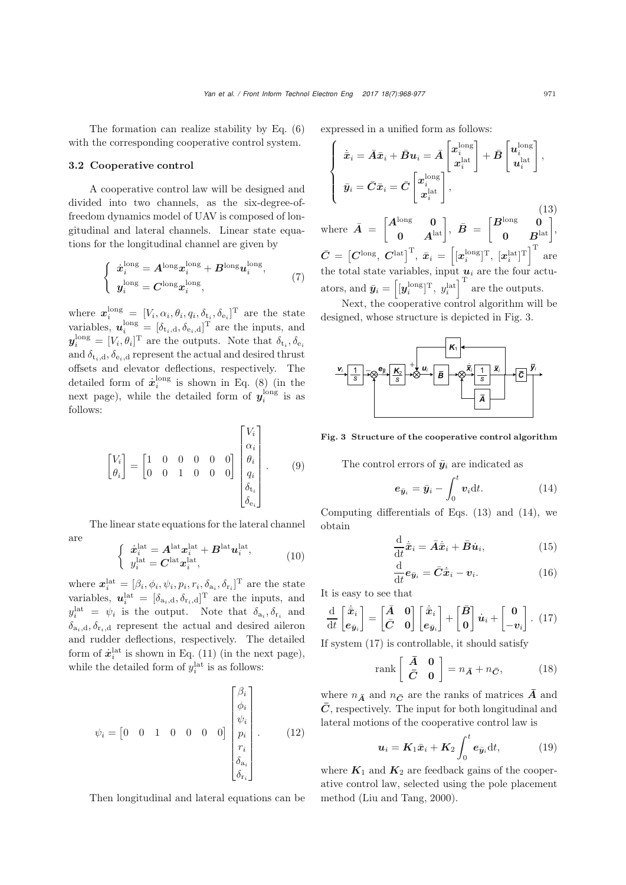The formation can realize stability by Eq. (6) with the corresponding cooperative control system.

### 3.2 Cooperative control

A cooperative control law will be designed and divided into two channels, as the six-degree-of-freedom dynamics model of UAV is composed of longitudinal and lateral channels. Linear state equations for the longitudinal channel are given by

$$\begin{cases} \dot{\boldsymbol{x}}_i^{\text{long}} = \boldsymbol{A}^{\text{long}}\boldsymbol{x}_i^{\text{long}} + \boldsymbol{B}^{\text{long}}\boldsymbol{u}_i^{\text{long}}, \\ \boldsymbol{y}_i^{\text{long}} = \boldsymbol{C}^{\text{long}}\boldsymbol{x}_i^{\text{long}}, \end{cases} \tag{7}$$

where $\boldsymbol{x}_i^{\text{long}} = [V_i, \alpha_i, \theta_i, q_i, \delta_{\text{t}_i}, \delta_{\text{e}_i}]^{\text{T}}$ are the state variables, $\boldsymbol{u}_i^{\text{long}} = [\delta_{\text{t}_i,\text{d}}, \delta_{\text{e}_i,\text{d}}]^{\text{T}}$ are the inputs, and $\boldsymbol{y}_i^{\text{long}} = [V_i, \theta_i]^{\text{T}}$ are the outputs. Note that $\delta_{\text{t}_i}, \delta_{\text{e}_i}$ and $\delta_{\text{t}_i,\text{d}}, \delta_{\text{e}_i,\text{d}}$ represent the actual and desired thrust offsets and elevator deflections, respectively. The detailed form of $\dot{\boldsymbol{x}}_i^{\text{long}}$ is shown in Eq. (8) (in the next page), while the detailed form of $\boldsymbol{y}_i^{\text{long}}$ is as follows:

$$\begin{bmatrix} V_i \\ \theta_i \end{bmatrix} = \begin{bmatrix} 1 & 0 & 0 & 0 & 0 & 0 \\ 0 & 0 & 1 & 0 & 0 & 0 \end{bmatrix} \begin{bmatrix} V_i \\ \alpha_i \\ \theta_i \\ q_i \\ \delta_{\text{t}_i} \\ \delta_{\text{e}_i} \end{bmatrix}. \tag{9}$$

The linear state equations for the lateral channel are

$$\begin{cases} \dot{\boldsymbol{x}}_i^{\text{lat}} = \boldsymbol{A}^{\text{lat}}\boldsymbol{x}_i^{\text{lat}} + \boldsymbol{B}^{\text{lat}}\boldsymbol{u}_i^{\text{lat}}, \\ y_i^{\text{lat}} = \boldsymbol{C}^{\text{lat}}\boldsymbol{x}_i^{\text{lat}}, \end{cases} \tag{10}$$

where $\boldsymbol{x}_i^{\text{lat}} = [\beta_i, \phi_i, \psi_i, p_i, r_i, \delta_{\text{a}_i}, \delta_{\text{r}_i}]^{\text{T}}$ are the state variables, $\boldsymbol{u}_i^{\text{lat}} = [\delta_{\text{a}_i,\text{d}}, \delta_{\text{r}_i,\text{d}}]^{\text{T}}$ are the inputs, and $y_i^{\text{lat}} = \psi_i$ is the output. Note that $\delta_{\text{a}_i}, \delta_{\text{r}_i}$ and $\delta_{\text{a}_i,\text{d}}, \delta_{\text{r}_i,\text{d}}$ represent the actual and desired aileron and rudder deflections, respectively. The detailed form of $\dot{\boldsymbol{x}}_i^{\text{lat}}$ is shown in Eq. (11) (in the next page), while the detailed form of $y_i^{\text{lat}}$ is as follows:

$$\psi_i = \begin{bmatrix} 0 & 0 & 1 & 0 & 0 & 0 & 0 \end{bmatrix} \begin{bmatrix} \beta_i \\ \phi_i \\ \psi_i \\ p_i \\ r_i \\ \delta_{\text{a}_i} \\ \delta_{\text{r}_i} \end{bmatrix}. \tag{12}$$

Then longitudinal and lateral equations can be expressed in a unified form as follows:

$$\begin{cases} \dot{\bar{\boldsymbol{x}}}_i = \bar{\boldsymbol{A}}\bar{\boldsymbol{x}}_i + \bar{\boldsymbol{B}}\boldsymbol{u}_i = \bar{\boldsymbol{A}} \begin{bmatrix} \boldsymbol{x}_i^{\text{long}} \\ \boldsymbol{x}_i^{\text{lat}} \end{bmatrix} + \bar{\boldsymbol{B}} \begin{bmatrix} \boldsymbol{u}_i^{\text{long}} \\ \boldsymbol{u}_i^{\text{lat}} \end{bmatrix}, \\ \bar{\boldsymbol{y}}_i = \bar{\boldsymbol{C}}\bar{\boldsymbol{x}}_i = \bar{\boldsymbol{C}} \begin{bmatrix} \boldsymbol{x}_i^{\text{long}} \\ \boldsymbol{x}_i^{\text{lat}} \end{bmatrix}, \end{cases} \tag{13}$$

where $\bar{\boldsymbol{A}} = \begin{bmatrix} \boldsymbol{A}^{\text{long}} & \boldsymbol{0} \\ \boldsymbol{0} & \boldsymbol{A}^{\text{lat}} \end{bmatrix}$, $\bar{\boldsymbol{B}} = \begin{bmatrix} \boldsymbol{B}^{\text{long}} & \boldsymbol{0} \\ \boldsymbol{0} & \boldsymbol{B}^{\text{lat}} \end{bmatrix}$, $\bar{\boldsymbol{C}} = \left[\boldsymbol{C}^{\text{long}},\ \boldsymbol{C}^{\text{lat}}\right]^{\text{T}}$, $\bar{\boldsymbol{x}}_i = \left[[\boldsymbol{x}_i^{\text{long}}]^{\text{T}},\ [\boldsymbol{x}_i^{\text{lat}}]^{\text{T}}\right]^{\text{T}}$ are the total state variables, input $\boldsymbol{u}_i$ are the four actuators, and $\bar{\boldsymbol{y}}_i = \left[[\boldsymbol{y}_i^{\text{long}}]^{\text{T}},\ y_i^{\text{lat}}\right]^{\text{T}}$ are the outputs.

Next, the cooperative control algorithm will be designed, whose structure is depicted in Fig. 3.

**Fig. 3 Structure of the cooperative control algorithm**

The control errors of $\bar{\boldsymbol{y}}_i$ are indicated as

$$\boldsymbol{e}_{\bar{\boldsymbol{y}}_i} = \bar{\boldsymbol{y}}_i - \int_0^t \boldsymbol{v}_i \text{d}t. \tag{14}$$

Computing differentials of Eqs. (13) and (14), we obtain

$$\frac{\text{d}}{\text{d}t}\dot{\bar{\boldsymbol{x}}}_i = \bar{\boldsymbol{A}}\dot{\bar{\boldsymbol{x}}}_i + \bar{\boldsymbol{B}}\dot{\boldsymbol{u}}_i, \tag{15}$$

$$\frac{\text{d}}{\text{d}t}\boldsymbol{e}_{\bar{\boldsymbol{y}}_i} = \bar{\boldsymbol{C}}\dot{\bar{\boldsymbol{x}}}_i - \boldsymbol{v}_i. \tag{16}$$

It is easy to see that

$$\frac{\text{d}}{\text{d}t}\begin{bmatrix} \dot{\bar{\boldsymbol{x}}}_i \\ \boldsymbol{e}_{\bar{\boldsymbol{y}}_i} \end{bmatrix} = \begin{bmatrix} \bar{\boldsymbol{A}} & \boldsymbol{0} \\ \bar{\boldsymbol{C}} & \boldsymbol{0} \end{bmatrix} \begin{bmatrix} \dot{\bar{\boldsymbol{x}}}_i \\ \boldsymbol{e}_{\bar{\boldsymbol{y}}_i} \end{bmatrix} + \begin{bmatrix} \bar{\boldsymbol{B}} \\ \boldsymbol{0} \end{bmatrix} \dot{\boldsymbol{u}}_i + \begin{bmatrix} \boldsymbol{0} \\ -\boldsymbol{v}_i \end{bmatrix}. \tag{17}$$

If system (17) is controllable, it should satisfy

$$\text{rank}\begin{bmatrix} \bar{\boldsymbol{A}} & \boldsymbol{0} \\ \bar{\boldsymbol{C}} & \boldsymbol{0} \end{bmatrix} = n_{\bar{\boldsymbol{A}}} + n_{\bar{\boldsymbol{C}}}, \tag{18}$$

where $n_{\bar{\boldsymbol{A}}}$ and $n_{\bar{\boldsymbol{C}}}$ are the ranks of matrices $\bar{\boldsymbol{A}}$ and $\bar{\boldsymbol{C}}$, respectively. The input for both longitudinal and lateral motions of the cooperative control law is

$$\boldsymbol{u}_i = \boldsymbol{K}_1\bar{\boldsymbol{x}}_i + \boldsymbol{K}_2\int_0^t \boldsymbol{e}_{\bar{\boldsymbol{y}}_i}\text{d}t, \tag{19}$$

where $\boldsymbol{K}_1$ and $\boldsymbol{K}_2$ are feedback gains of the cooperative control law, selected using the pole placement method (Liu and Tang, 2000).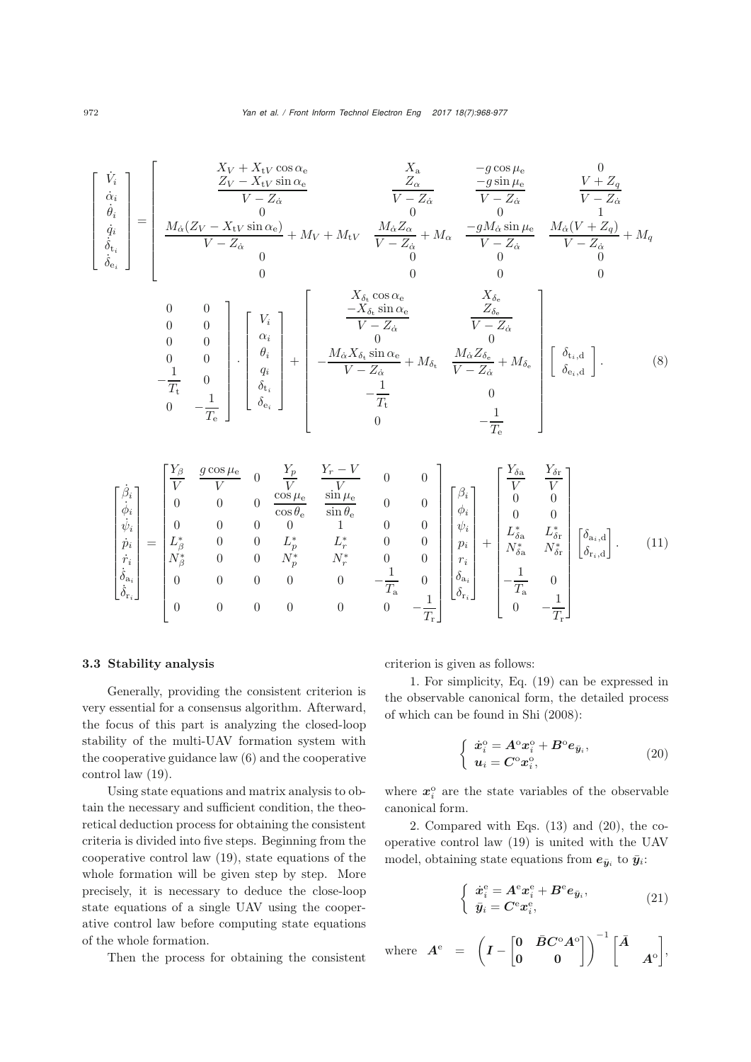$$
\begin{bmatrix} \dot{V}_i \\ \dot{\alpha}_i \\ \dot{\theta}_i \\ \dot{q}_i \\ \dot{\delta}_{\mathrm{t}_i} \\ \dot{\delta}_{\mathrm{e}_i} \end{bmatrix} = \begin{bmatrix} X_V + X_{\mathrm{t}V}\cos\alpha_{\mathrm{e}} & X_{\mathrm{a}} & -g\cos\mu_{\mathrm{e}} & 0 \\ \dfrac{Z_V - X_{\mathrm{t}V}\sin\alpha_{\mathrm{e}}}{V - Z_{\dot{\alpha}}} & \dfrac{Z_\alpha}{V - Z_{\dot{\alpha}}} & \dfrac{-g\sin\mu_{\mathrm{e}}}{V - Z_{\dot{\alpha}}} & \dfrac{V + Z_q}{V - Z_{\dot{\alpha}}} \\ 0 & 0 & 0 & 1 \\ \dfrac{M_{\dot{\alpha}}(Z_V - X_{\mathrm{t}V}\sin\alpha_{\mathrm{e}})}{V - Z_{\dot{\alpha}}} + M_V + M_{\mathrm{t}V} & \dfrac{M_{\dot{\alpha}} Z_\alpha}{V - Z_{\dot{\alpha}}} + M_\alpha & \dfrac{-g M_{\dot{\alpha}} \sin\mu_{\mathrm{e}}}{V - Z_{\dot{\alpha}}} & \dfrac{M_{\dot{\alpha}}(V + Z_q)}{V - Z_{\dot{\alpha}}} + M_q \\ 0 & 0 & 0 & 0 \\ 0 & 0 & 0 & 0 \end{bmatrix}
$$

$$
\begin{matrix} 0 & 0 \\ 0 & 0 \\ 0 & 0 \\ 0 & 0 \\ -\dfrac{1}{T_{\mathrm{t}}} & 0 \\ 0 & -\dfrac{1}{T_{\mathrm{e}}} \end{matrix} \Bigg] \cdot \begin{bmatrix} V_i \\ \alpha_i \\ \theta_i \\ q_i \\ \delta_{\mathrm{t}_i} \\ \delta_{\mathrm{e}_i} \end{bmatrix} + \begin{bmatrix} X_{\delta_{\mathrm{t}}}\cos\alpha_{\mathrm{e}} & X_{\delta_{\mathrm{e}}} \\ \dfrac{-X_{\delta_{\mathrm{t}}}\sin\alpha_{\mathrm{e}}}{V - Z_{\dot{\alpha}}} & \dfrac{Z_{\delta_{\mathrm{e}}}}{V - Z_{\dot{\alpha}}} \\ 0 & 0 \\ -\dfrac{M_{\dot{\alpha}} X_{\delta_{\mathrm{t}}}\sin\alpha_{\mathrm{e}}}{V - Z_{\dot{\alpha}}} + M_{\delta_{\mathrm{t}}} & \dfrac{M_{\dot{\alpha}} Z_{\delta_{\mathrm{e}}}}{V - Z_{\dot{\alpha}}} + M_{\delta_{\mathrm{e}}} \\ -\dfrac{1}{T_{\mathrm{t}}} & 0 \\ 0 & -\dfrac{1}{T_{\mathrm{e}}} \end{bmatrix} \begin{bmatrix} \delta_{\mathrm{t}_i,\mathrm{d}} \\ \delta_{\mathrm{e}_i,\mathrm{d}} \end{bmatrix}. \tag{8}
$$

$$
\begin{bmatrix} \dot{\beta}_i \\ \dot{\phi}_i \\ \dot{\psi}_i \\ \dot{p}_i \\ \dot{r}_i \\ \dot{\delta}_{\mathrm{a}_i} \\ \dot{\delta}_{\mathrm{r}_i} \end{bmatrix} = \begin{bmatrix} \dfrac{Y_\beta}{V} & \dfrac{g\cos\mu_{\mathrm{e}}}{V} & 0 & \dfrac{Y_p}{V} & \dfrac{Y_r - V}{V} & 0 & 0 \\ 0 & 0 & 0 & \dfrac{\cos\mu_{\mathrm{e}}}{\cos\theta_{\mathrm{e}}} & \dfrac{\sin\mu_{\mathrm{e}}}{\sin\theta_{\mathrm{e}}} & 0 & 0 \\ 0 & 0 & 0 & 0 & 1 & 0 & 0 \\ L_\beta^* & 0 & 0 & L_p^* & L_r^* & 0 & 0 \\ N_\beta^* & 0 & 0 & N_p^* & N_r^* & 0 & 0 \\ 0 & 0 & 0 & 0 & 0 & -\dfrac{1}{T_{\mathrm{a}}} & 0 \\ 0 & 0 & 0 & 0 & 0 & 0 & -\dfrac{1}{T_{\mathrm{r}}} \end{bmatrix} \begin{bmatrix} \beta_i \\ \phi_i \\ \psi_i \\ p_i \\ r_i \\ \delta_{\mathrm{a}_i} \\ \delta_{\mathrm{r}_i} \end{bmatrix} + \begin{bmatrix} \dfrac{Y_{\delta\mathrm{a}}}{V} & \dfrac{Y_{\delta\mathrm{r}}}{V} \\ 0 & 0 \\ 0 & 0 \\ L_{\delta\mathrm{a}}^* & L_{\delta\mathrm{r}}^* \\ N_{\delta\mathrm{a}}^* & N_{\delta\mathrm{r}}^* \\ -\dfrac{1}{T_{\mathrm{a}}} & 0 \\ 0 & -\dfrac{1}{T_{\mathrm{r}}} \end{bmatrix} \begin{bmatrix} \delta_{\mathrm{a}_i,\mathrm{d}} \\ \delta_{\mathrm{r}_i,\mathrm{d}} \end{bmatrix}. \tag{11}
$$

### 3.3 Stability analysis

Generally, providing the consistent criterion is very essential for a consensus algorithm. Afterward, the focus of this part is analyzing the closed-loop stability of the multi-UAV formation system with the cooperative guidance law (6) and the cooperative control law (19).

Using state equations and matrix analysis to obtain the necessary and sufficient condition, the theoretical deduction process for obtaining the consistent criteria is divided into five steps. Beginning from the cooperative control law (19), state equations of the whole formation will be given step by step. More precisely, it is necessary to deduce the close-loop state equations of a single UAV using the cooperative control law before computing state equations of the whole formation.

Then the process for obtaining the consistent criterion is given as follows:

1. For simplicity, Eq. (19) can be expressed in the observable canonical form, the detailed process of which can be found in Shi (2008):

$$
\begin{cases} \dot{\boldsymbol{x}}_i^{\mathrm{o}} = \boldsymbol{A}^{\mathrm{o}} \boldsymbol{x}_i^{\mathrm{o}} + \boldsymbol{B}^{\mathrm{o}} \boldsymbol{e}_{\bar{\boldsymbol{y}}_i}, \\ \boldsymbol{u}_i = \boldsymbol{C}^{\mathrm{o}} \boldsymbol{x}_i^{\mathrm{o}}, \end{cases} \tag{20}
$$

where $\boldsymbol{x}_i^{\mathrm{o}}$ are the state variables of the observable canonical form.

2. Compared with Eqs. (13) and (20), the cooperative control law (19) is united with the UAV model, obtaining state equations from $\boldsymbol{e}_{\bar{\boldsymbol{y}}_i}$ to $\bar{\boldsymbol{y}}_i$:

$$
\begin{cases} \dot{\boldsymbol{x}}_i^{\mathrm{e}} = \boldsymbol{A}^{\mathrm{e}} \boldsymbol{x}_i^{\mathrm{e}} + \boldsymbol{B}^{\mathrm{e}} \boldsymbol{e}_{\bar{\boldsymbol{y}}_i}, \\ \bar{\boldsymbol{y}}_i = \boldsymbol{C}^{\mathrm{e}} \boldsymbol{x}_i^{\mathrm{e}}, \end{cases} \tag{21}
$$

where $\boldsymbol{A}^{\mathrm{e}} = \left( \boldsymbol{I} - \begin{bmatrix} \boldsymbol{0} & \bar{\boldsymbol{B}} \boldsymbol{C}^{\mathrm{o}} \boldsymbol{A}^{\mathrm{o}} \\ \boldsymbol{0} & \boldsymbol{0} \end{bmatrix} \right)^{-1} \begin{bmatrix} \bar{\boldsymbol{A}} & \\ & \boldsymbol{A}^{\mathrm{o}} \end{bmatrix}$,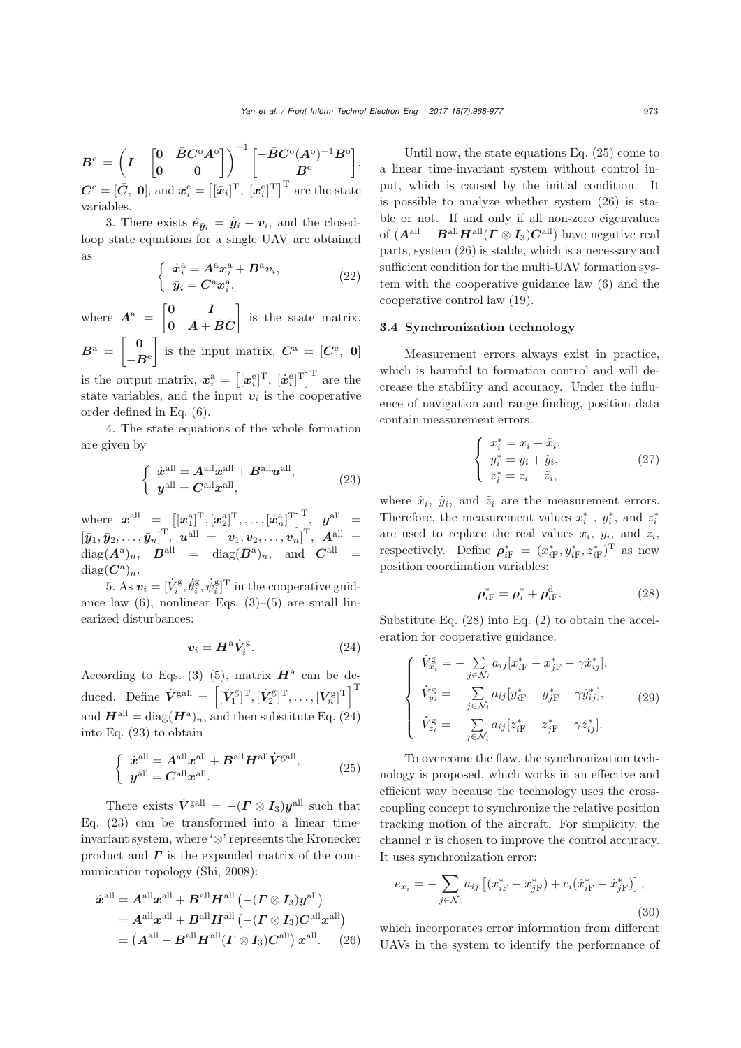$$\boldsymbol{B}^{\mathrm{e}} = \left(\boldsymbol{I} - \begin{bmatrix} \boldsymbol{0} & \bar{\boldsymbol{B}}\boldsymbol{C}^{\mathrm{o}}\boldsymbol{A}^{\mathrm{o}} \\ \boldsymbol{0} & \boldsymbol{0} \end{bmatrix}\right)^{-1} \begin{bmatrix} -\bar{\boldsymbol{B}}\boldsymbol{C}^{\mathrm{o}}(\boldsymbol{A}^{\mathrm{o}})^{-1}\boldsymbol{B}^{\mathrm{o}} \\ \boldsymbol{B}^{\mathrm{o}} \end{bmatrix},$$

$\boldsymbol{C}^{\mathrm{e}} = [\bar{\boldsymbol{C}},\ \boldsymbol{0}]$, and $\boldsymbol{x}_i^{\mathrm{e}} = \left[[\bar{\boldsymbol{x}}_i]^{\mathrm{T}},\ [\boldsymbol{x}_i^{\mathrm{o}}]^{\mathrm{T}}\right]^{\mathrm{T}}$ are the state variables.

3. There exists $\dot{\boldsymbol{e}}_{\bar{\boldsymbol{y}}_i} = \dot{\bar{\boldsymbol{y}}}_i - \boldsymbol{v}_i$, and the closed-loop state equations for a single UAV are obtained as

$$\begin{cases} \dot{\boldsymbol{x}}_i^{\mathrm{a}} = \boldsymbol{A}^{\mathrm{a}}\boldsymbol{x}_i^{\mathrm{a}} + \boldsymbol{B}^{\mathrm{a}}\boldsymbol{v}_i, \\ \bar{\boldsymbol{y}}_i = \boldsymbol{C}^{\mathrm{a}}\boldsymbol{x}_i^{\mathrm{a}}, \end{cases} \tag{22}$$

where $\boldsymbol{A}^{\mathrm{a}} = \begin{bmatrix} \boldsymbol{0} & \boldsymbol{I} \\ \boldsymbol{0} & \bar{\boldsymbol{A}} + \bar{\boldsymbol{B}}\bar{\boldsymbol{C}} \end{bmatrix}$ is the state matrix, $\boldsymbol{B}^{\mathrm{a}} = \begin{bmatrix} \boldsymbol{0} \\ -\boldsymbol{B}^{\mathrm{e}} \end{bmatrix}$ is the input matrix, $\boldsymbol{C}^{\mathrm{a}} = [\boldsymbol{C}^{\mathrm{e}},\ \boldsymbol{0}]$ is the output matrix, $\boldsymbol{x}_i^{\mathrm{a}} = \left[[\boldsymbol{x}_i^{\mathrm{e}}]^{\mathrm{T}},\ [\dot{\boldsymbol{x}}_i^{\mathrm{e}}]^{\mathrm{T}}\right]^{\mathrm{T}}$ are the state variables, and the input $\boldsymbol{v}_i$ is the cooperative order defined in Eq. (6).

4. The state equations of the whole formation are given by

$$\begin{cases} \dot{\boldsymbol{x}}^{\mathrm{all}} = \boldsymbol{A}^{\mathrm{all}}\boldsymbol{x}^{\mathrm{all}} + \boldsymbol{B}^{\mathrm{all}}\boldsymbol{u}^{\mathrm{all}}, \\ \boldsymbol{y}^{\mathrm{all}} = \boldsymbol{C}^{\mathrm{all}}\boldsymbol{x}^{\mathrm{all}}, \end{cases} \tag{23}$$

where $\boldsymbol{x}^{\mathrm{all}} = \left[[\boldsymbol{x}_1^{\mathrm{a}}]^{\mathrm{T}}, [\boldsymbol{x}_2^{\mathrm{a}}]^{\mathrm{T}}, \ldots, [\boldsymbol{x}_n^{\mathrm{a}}]^{\mathrm{T}}\right]^{\mathrm{T}}$, $\boldsymbol{y}^{\mathrm{all}} = [\bar{\boldsymbol{y}}_1, \bar{\boldsymbol{y}}_2, \ldots, \bar{\boldsymbol{y}}_n]^{\mathrm{T}}$, $\boldsymbol{u}^{\mathrm{all}} = [\boldsymbol{v}_1, \boldsymbol{v}_2, \ldots, \boldsymbol{v}_n]^{\mathrm{T}}$, $\boldsymbol{A}^{\mathrm{all}} = \mathrm{diag}(\boldsymbol{A}^{\mathrm{a}})_n$, $\boldsymbol{B}^{\mathrm{all}} = \mathrm{diag}(\boldsymbol{B}^{\mathrm{a}})_n$, and $\boldsymbol{C}^{\mathrm{all}} = \mathrm{diag}(\boldsymbol{C}^{\mathrm{a}})_n$.

5. As $\boldsymbol{v}_i = [\dot{V}_i^{\mathrm{g}}, \dot{\theta}_i^{\mathrm{g}}, \dot{\psi}_i^{\mathrm{g}}]^{\mathrm{T}}$ in the cooperative guidance law (6), nonlinear Eqs. (3)–(5) are small linearized disturbances:

$$\boldsymbol{v}_i = \boldsymbol{H}^{\mathrm{a}}\dot{\boldsymbol{V}}_i^{\mathrm{g}}. \tag{24}$$

According to Eqs. (3)–(5), matrix $\boldsymbol{H}^{\mathrm{a}}$ can be deduced. Define $\dot{\boldsymbol{V}}^{\mathrm{gall}} = \left[[\dot{\boldsymbol{V}}_1^{\mathrm{g}}]^{\mathrm{T}}, [\dot{\boldsymbol{V}}_2^{\mathrm{g}}]^{\mathrm{T}}, \ldots, [\dot{\boldsymbol{V}}_n^{\mathrm{g}}]^{\mathrm{T}}\right]^{\mathrm{T}}$ and $\boldsymbol{H}^{\mathrm{all}} = \mathrm{diag}(\boldsymbol{H}^{\mathrm{a}})_n$, and then substitute Eq. (24) into Eq. (23) to obtain

$$\begin{cases} \dot{\boldsymbol{x}}^{\mathrm{all}} = \boldsymbol{A}^{\mathrm{all}}\boldsymbol{x}^{\mathrm{all}} + \boldsymbol{B}^{\mathrm{all}}\boldsymbol{H}^{\mathrm{all}}\dot{\boldsymbol{V}}^{\mathrm{gall}}, \\ \boldsymbol{y}^{\mathrm{all}} = \boldsymbol{C}^{\mathrm{all}}\boldsymbol{x}^{\mathrm{all}}. \end{cases} \tag{25}$$

There exists $\dot{\boldsymbol{V}}^{\mathrm{gall}} = -(\boldsymbol{\Gamma} \otimes \boldsymbol{I}_3)\boldsymbol{y}^{\mathrm{all}}$ such that Eq. (23) can be transformed into a linear time-invariant system, where '$\otimes$' represents the Kronecker product and $\boldsymbol{\Gamma}$ is the expanded matrix of the communication topology (Shi, 2008):

$$\begin{aligned} \dot{\boldsymbol{x}}^{\mathrm{all}} &= \boldsymbol{A}^{\mathrm{all}}\boldsymbol{x}^{\mathrm{all}} + \boldsymbol{B}^{\mathrm{all}}\boldsymbol{H}^{\mathrm{all}}\left(-(\boldsymbol{\Gamma} \otimes \boldsymbol{I}_3)\boldsymbol{y}^{\mathrm{all}}\right) \\ &= \boldsymbol{A}^{\mathrm{all}}\boldsymbol{x}^{\mathrm{all}} + \boldsymbol{B}^{\mathrm{all}}\boldsymbol{H}^{\mathrm{all}}\left(-(\boldsymbol{\Gamma} \otimes \boldsymbol{I}_3)\boldsymbol{C}^{\mathrm{all}}\boldsymbol{x}^{\mathrm{all}}\right) \\ &= \left(\boldsymbol{A}^{\mathrm{all}} - \boldsymbol{B}^{\mathrm{all}}\boldsymbol{H}^{\mathrm{all}}(\boldsymbol{\Gamma} \otimes \boldsymbol{I}_3)\boldsymbol{C}^{\mathrm{all}}\right)\boldsymbol{x}^{\mathrm{all}}. \end{aligned} \tag{26}$$

Until now, the state equations Eq. (25) come to a linear time-invariant system without control input, which is caused by the initial condition. It is possible to analyze whether system (26) is stable or not. If and only if all non-zero eigenvalues of $(\boldsymbol{A}^{\mathrm{all}} - \boldsymbol{B}^{\mathrm{all}}\boldsymbol{H}^{\mathrm{all}}(\boldsymbol{\Gamma} \otimes \boldsymbol{I}_3)\boldsymbol{C}^{\mathrm{all}})$ have negative real parts, system (26) is stable, which is a necessary and sufficient condition for the multi-UAV formation system with the cooperative guidance law (6) and the cooperative control law (19).

### 3.4 Synchronization technology

Measurement errors always exist in practice, which is harmful to formation control and will decrease the stability and accuracy. Under the influence of navigation and range finding, position data contain measurement errors:

$$\begin{cases} x_i^* = x_i + \tilde{x}_i, \\ y_i^* = y_i + \tilde{y}_i, \\ z_i^* = z_i + \tilde{z}_i, \end{cases} \tag{27}$$

where $\tilde{x}_i$, $\tilde{y}_i$, and $\tilde{z}_i$ are the measurement errors. Therefore, the measurement values $x_i^*$, $y_i^*$, and $z_i^*$ are used to replace the real values $x_i$, $y_i$, and $z_i$, respectively. Define $\boldsymbol{\rho}_{i\mathrm{F}}^* = (x_{i\mathrm{F}}^*, y_{i\mathrm{F}}^*, z_{i\mathrm{F}}^*)^{\mathrm{T}}$ as new position coordination variables:

$$\boldsymbol{\rho}_{i\mathrm{F}}^* = \boldsymbol{\rho}_i^* + \boldsymbol{\rho}_{i\mathrm{F}}^{\mathrm{d}}. \tag{28}$$

Substitute Eq. (28) into Eq. (2) to obtain the acceleration for cooperative guidance:

$$\begin{cases} \dot{V}_{x_i}^{\mathrm{g}} = -\sum\limits_{j \in \mathcal{N}_i} a_{ij}[x_{i\mathrm{F}}^* - x_{j\mathrm{F}}^* - \gamma\dot{x}_{ij}^*], \\ \dot{V}_{y_i}^{\mathrm{g}} = -\sum\limits_{j \in \mathcal{N}_i} a_{ij}[y_{i\mathrm{F}}^* - y_{j\mathrm{F}}^* - \gamma\dot{y}_{ij}^*], \\ \dot{V}_{z_i}^{\mathrm{g}} = -\sum\limits_{j \in \mathcal{N}_i} a_{ij}[z_{i\mathrm{F}}^* - z_{j\mathrm{F}}^* - \gamma\dot{z}_{ij}^*]. \end{cases} \tag{29}$$

To overcome the flaw, the synchronization technology is proposed, which works in an effective and efficient way because the technology uses the cross-coupling concept to synchronize the relative position tracking motion of the aircraft. For simplicity, the channel $x$ is chosen to improve the control accuracy. It uses synchronization error:

$$e_{x_i} = -\sum_{j \in \mathcal{N}_i} a_{ij}\left[(x_{i\mathrm{F}}^* - x_{j\mathrm{F}}^*) + c_i(\dot{x}_{i\mathrm{F}}^* - \dot{x}_{j\mathrm{F}}^*)\right], \tag{30}$$

which incorporates error information from different UAVs in the system to identify the performance of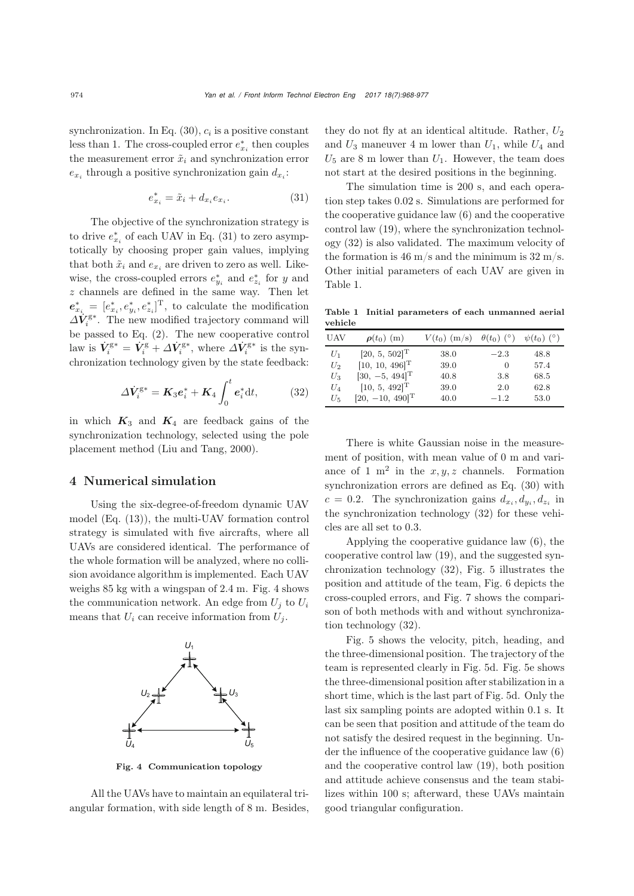synchronization. In Eq. (30), $c_i$ is a positive constant less than 1. The cross-coupled error $e^*_{x_i}$ then couples the measurement error $\tilde{x}_i$ and synchronization error $e_{x_i}$ through a positive synchronization gain $d_{x_i}$:

$$e^*_{x_i} = \tilde{x}_i + d_{x_i} e_{x_i}. \tag{31}$$

The objective of the synchronization strategy is to drive $e^*_{x_i}$ of each UAV in Eq. (31) to zero asymptotically by choosing proper gain values, implying that both $\tilde{x}_i$ and $e_{x_i}$ are driven to zero as well. Likewise, the cross-coupled errors $e^*_{y_i}$ and $e^*_{z_i}$ for $y$ and $z$ channels are defined in the same way. Then let $\boldsymbol{e}^*_{x_i} = [e^*_{x_i}, e^*_{y_i}, e^*_{z_i}]^{\mathrm{T}}$, to calculate the modification $\Delta\dot{\boldsymbol{V}}^{\mathrm{g}*}_i$. The new modified trajectory command will be passed to Eq. (2). The new cooperative control law is $\dot{\boldsymbol{V}}^{\mathrm{g}*}_i = \dot{\boldsymbol{V}}^{\mathrm{g}}_i + \Delta\dot{\boldsymbol{V}}^{\mathrm{g}*}_i$, where $\Delta\dot{\boldsymbol{V}}^{\mathrm{g}*}_i$ is the synchronization technology given by the state feedback:

$$\Delta\dot{\boldsymbol{V}}^{\mathrm{g}*}_i = \boldsymbol{K}_3 \boldsymbol{e}^*_i + \boldsymbol{K}_4 \int_0^t \boldsymbol{e}^*_i \mathrm{d}t, \tag{32}$$

in which $\boldsymbol{K}_3$ and $\boldsymbol{K}_4$ are feedback gains of the synchronization technology, selected using the pole placement method (Liu and Tang, 2000).

## 4 Numerical simulation

Using the six-degree-of-freedom dynamic UAV model (Eq. (13)), the multi-UAV formation control strategy is simulated with five aircrafts, where all UAVs are considered identical. The performance of the whole formation will be analyzed, where no collision avoidance algorithm is implemented. Each UAV weighs 85 kg with a wingspan of 2.4 m. Fig. 4 shows the communication network. An edge from $U_j$ to $U_i$ means that $U_i$ can receive information from $U_j$.

**Fig. 4 Communication topology**

All the UAVs have to maintain an equilateral triangular formation, with side length of 8 m. Besides, they do not fly at an identical altitude. Rather, $U_2$ and $U_3$ maneuver 4 m lower than $U_1$, while $U_4$ and $U_5$ are 8 m lower than $U_1$. However, the team does not start at the desired positions in the beginning.

The simulation time is 200 s, and each operation step takes 0.02 s. Simulations are performed for the cooperative guidance law (6) and the cooperative control law (19), where the synchronization technology (32) is also validated. The maximum velocity of the formation is 46 m/s and the minimum is 32 m/s. Other initial parameters of each UAV are given in Table 1.

**Table 1 Initial parameters of each unmanned aerial vehicle**

| UAV | $\boldsymbol{\rho}(t_0)$ (m) | $V(t_0)$ (m/s) | $\theta(t_0)$ (°) | $\psi(t_0)$ (°) |
|---|---|---|---|---|
| $U_1$ | $[20, 5, 502]^{\mathrm{T}}$ | 38.0 | −2.3 | 48.8 |
| $U_2$ | $[10, 10, 496]^{\mathrm{T}}$ | 39.0 | 0 | 57.4 |
| $U_3$ | $[30, -5, 494]^{\mathrm{T}}$ | 40.8 | 3.8 | 68.5 |
| $U_4$ | $[10, 5, 492]^{\mathrm{T}}$ | 39.0 | 2.0 | 62.8 |
| $U_5$ | $[20, -10, 490]^{\mathrm{T}}$ | 40.0 | −1.2 | 53.0 |

There is white Gaussian noise in the measurement of position, with mean value of 0 m and variance of 1 m$^2$ in the $x, y, z$ channels. Formation synchronization errors are defined as Eq. (30) with $c = 0.2$. The synchronization gains $d_{x_i}, d_{y_i}, d_{z_i}$ in the synchronization technology (32) for these vehicles are all set to 0.3.

Applying the cooperative guidance law (6), the cooperative control law (19), and the suggested synchronization technology (32), Fig. 5 illustrates the position and attitude of the team, Fig. 6 depicts the cross-coupled errors, and Fig. 7 shows the comparison of both methods with and without synchronization technology (32).

Fig. 5 shows the velocity, pitch, heading, and the three-dimensional position. The trajectory of the team is represented clearly in Fig. 5d. Fig. 5e shows the three-dimensional position after stabilization in a short time, which is the last part of Fig. 5d. Only the last six sampling points are adopted within 0.1 s. It can be seen that position and attitude of the team do not satisfy the desired request in the beginning. Under the influence of the cooperative guidance law (6) and the cooperative control law (19), both position and attitude achieve consensus and the team stabilizes within 100 s; afterward, these UAVs maintain good triangular configuration.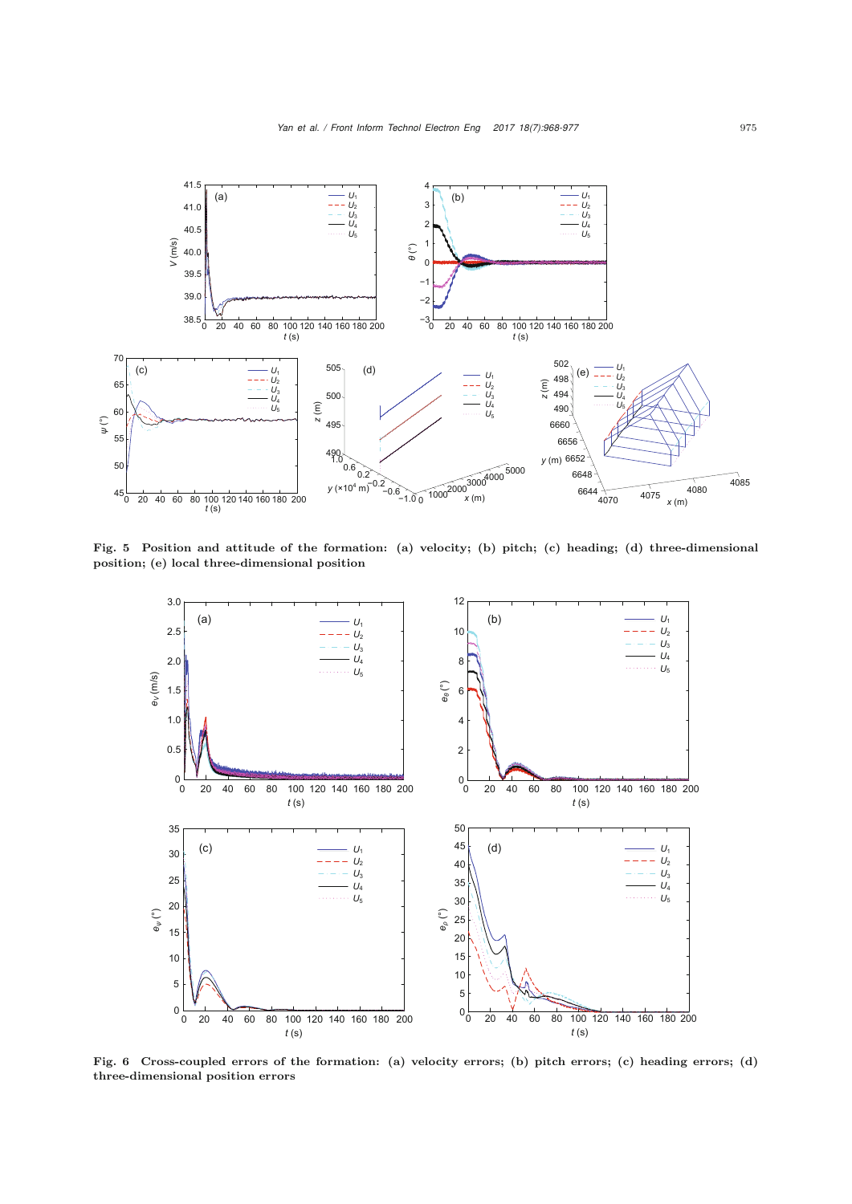**Fig. 5 Position and attitude of the formation: (a) velocity; (b) pitch; (c) heading; (d) three-dimensional position; (e) local three-dimensional position**

**Fig. 6 Cross-coupled errors of the formation: (a) velocity errors; (b) pitch errors; (c) heading errors; (d) three-dimensional position errors**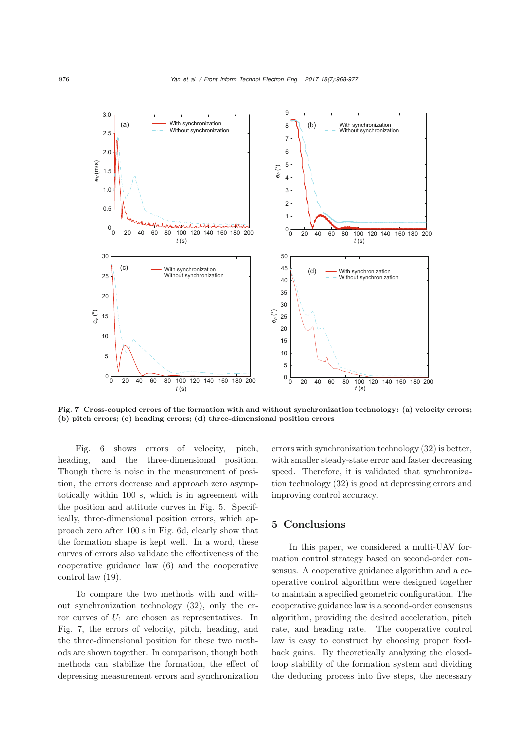Fig. 7 Cross-coupled errors of the formation with and without synchronization technology: (a) velocity errors; (b) pitch errors; (c) heading errors; (d) three-dimensional position errors

Fig. 6 shows errors of velocity, pitch, heading, and the three-dimensional position. Though there is noise in the measurement of position, the errors decrease and approach zero asymptotically within 100 s, which is in agreement with the position and attitude curves in Fig. 5. Specifically, three-dimensional position errors, which approach zero after 100 s in Fig. 6d, clearly show that the formation shape is kept well. In a word, these curves of errors also validate the effectiveness of the cooperative guidance law (6) and the cooperative control law (19).

To compare the two methods with and without synchronization technology (32), only the error curves of $U_1$ are chosen as representatives. In Fig. 7, the errors of velocity, pitch, heading, and the three-dimensional position for these two methods are shown together. In comparison, though both methods can stabilize the formation, the effect of depressing measurement errors and synchronization errors with synchronization technology (32) is better, with smaller steady-state error and faster decreasing speed. Therefore, it is validated that synchronization technology (32) is good at depressing errors and improving control accuracy.

## 5 Conclusions

In this paper, we considered a multi-UAV formation control strategy based on second-order consensus. A cooperative guidance algorithm and a cooperative control algorithm were designed together to maintain a specified geometric configuration. The cooperative guidance law is a second-order consensus algorithm, providing the desired acceleration, pitch rate, and heading rate. The cooperative control law is easy to construct by choosing proper feedback gains. By theoretically analyzing the closed-loop stability of the formation system and dividing the deducing process into five steps, the necessary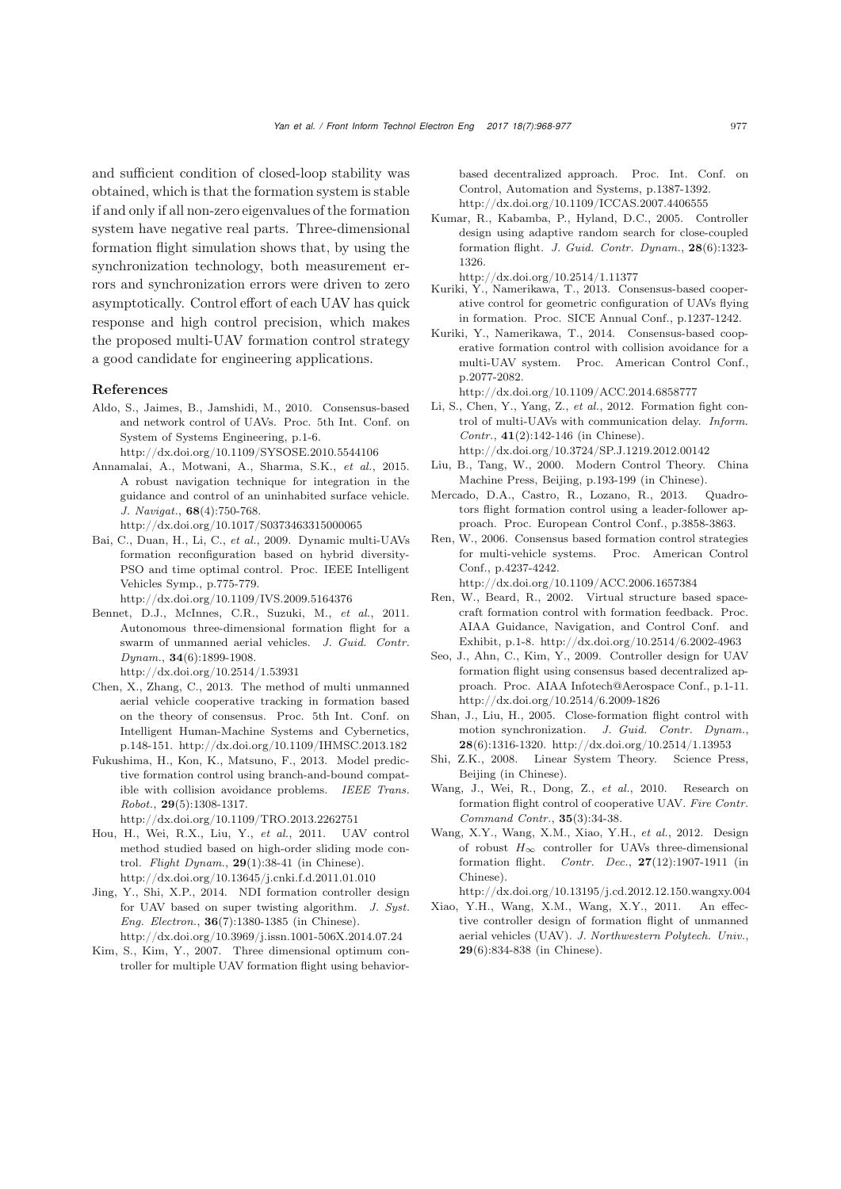and sufficient condition of closed-loop stability was obtained, which is that the formation system is stable if and only if all non-zero eigenvalues of the formation system have negative real parts. Three-dimensional formation flight simulation shows that, by using the synchronization technology, both measurement errors and synchronization errors were driven to zero asymptotically. Control effort of each UAV has quick response and high control precision, which makes the proposed multi-UAV formation control strategy a good candidate for engineering applications.

## References

Aldo, S., Jaimes, B., Jamshidi, M., 2010. Consensus-based and network control of UAVs. Proc. 5th Int. Conf. on System of Systems Engineering, p.1-6. http://dx.doi.org/10.1109/SYSOSE.2010.5544106

Annamalai, A., Motwani, A., Sharma, S.K., *et al.*, 2015. A robust navigation technique for integration in the guidance and control of an uninhabited surface vehicle. *J. Navigat.*, **68**(4):750-768. http://dx.doi.org/10.1017/S0373463315000065

Bai, C., Duan, H., Li, C., *et al.*, 2009. Dynamic multi-UAVs formation reconfiguration based on hybrid diversity-PSO and time optimal control. Proc. IEEE Intelligent Vehicles Symp., p.775-779. http://dx.doi.org/10.1109/IVS.2009.5164376

Bennet, D.J., McInnes, C.R., Suzuki, M., *et al.*, 2011. Autonomous three-dimensional formation flight for a swarm of unmanned aerial vehicles. *J. Guid. Contr. Dynam.*, **34**(6):1899-1908. http://dx.doi.org/10.2514/1.53931

Chen, X., Zhang, C., 2013. The method of multi unmanned aerial vehicle cooperative tracking in formation based on the theory of consensus. Proc. 5th Int. Conf. on Intelligent Human-Machine Systems and Cybernetics, p.148-151. http://dx.doi.org/10.1109/IHMSC.2013.182

Fukushima, H., Kon, K., Matsuno, F., 2013. Model predictive formation control using branch-and-bound compatible with collision avoidance problems. *IEEE Trans. Robot.*, **29**(5):1308-1317. http://dx.doi.org/10.1109/TRO.2013.2262751

Hou, H., Wei, R.X., Liu, Y., *et al.*, 2011. UAV control method studied based on high-order sliding mode control. *Flight Dynam.*, **29**(1):38-41 (in Chinese). http://dx.doi.org/10.13645/j.cnki.f.d.2011.01.010

Jing, Y., Shi, X.P., 2014. NDI formation controller design for UAV based on super twisting algorithm. *J. Syst. Eng. Electron.*, **36**(7):1380-1385 (in Chinese). http://dx.doi.org/10.3969/j.issn.1001-506X.2014.07.24

Kim, S., Kim, Y., 2007. Three dimensional optimum controller for multiple UAV formation flight using behavior-based decentralized approach. Proc. Int. Conf. on Control, Automation and Systems, p.1387-1392. http://dx.doi.org/10.1109/ICCAS.2007.4406555

Kumar, R., Kabamba, P., Hyland, D.C., 2005. Controller design using adaptive random search for close-coupled formation flight. *J. Guid. Contr. Dynam.*, **28**(6):1323-1326. http://dx.doi.org/10.2514/1.11377

Kuriki, Y., Namerikawa, T., 2013. Consensus-based cooperative control for geometric configuration of UAVs flying in formation. Proc. SICE Annual Conf., p.1237-1242.

Kuriki, Y., Namerikawa, T., 2014. Consensus-based cooperative formation control with collision avoidance for a multi-UAV system. Proc. American Control Conf., p.2077-2082. http://dx.doi.org/10.1109/ACC.2014.6858777

Li, S., Chen, Y., Yang, Z., *et al.*, 2012. Formation fight control of multi-UAVs with communication delay. *Inform. Contr.*, **41**(2):142-146 (in Chinese). http://dx.doi.org/10.3724/SP.J.1219.2012.00142

Liu, B., Tang, W., 2000. Modern Control Theory. China Machine Press, Beijing, p.193-199 (in Chinese).

Mercado, D.A., Castro, R., Lozano, R., 2013. Quadrotors flight formation control using a leader-follower approach. Proc. European Control Conf., p.3858-3863.

Ren, W., 2006. Consensus based formation control strategies for multi-vehicle systems. Proc. American Control Conf., p.4237-4242. http://dx.doi.org/10.1109/ACC.2006.1657384

Ren, W., Beard, R., 2002. Virtual structure based spacecraft formation control with formation feedback. Proc. AIAA Guidance, Navigation, and Control Conf. and Exhibit, p.1-8. http://dx.doi.org/10.2514/6.2002-4963

Seo, J., Ahn, C., Kim, Y., 2009. Controller design for UAV formation flight using consensus based decentralized approach. Proc. AIAA Infotech@Aerospace Conf., p.1-11. http://dx.doi.org/10.2514/6.2009-1826

Shan, J., Liu, H., 2005. Close-formation flight control with motion synchronization. *J. Guid. Contr. Dynam.*, **28**(6):1316-1320. http://dx.doi.org/10.2514/1.13953

Shi, Z.K., 2008. Linear System Theory. Science Press, Beijing (in Chinese).

Wang, J., Wei, R., Dong, Z., *et al.*, 2010. Research on formation flight control of cooperative UAV. *Fire Contr. Command Contr.*, **35**(3):34-38.

Wang, X.Y., Wang, X.M., Xiao, Y.H., *et al.*, 2012. Design of robust $H_\infty$ controller for UAVs three-dimensional formation flight. *Contr. Dec.*, **27**(12):1907-1911 (in Chinese). http://dx.doi.org/10.13195/j.cd.2012.12.150.wangxy.004

Xiao, Y.H., Wang, X.M., Wang, X.Y., 2011. An effective controller design of formation flight of unmanned aerial vehicles (UAV). *J. Northwestern Polytech. Univ.*, **29**(6):834-838 (in Chinese).